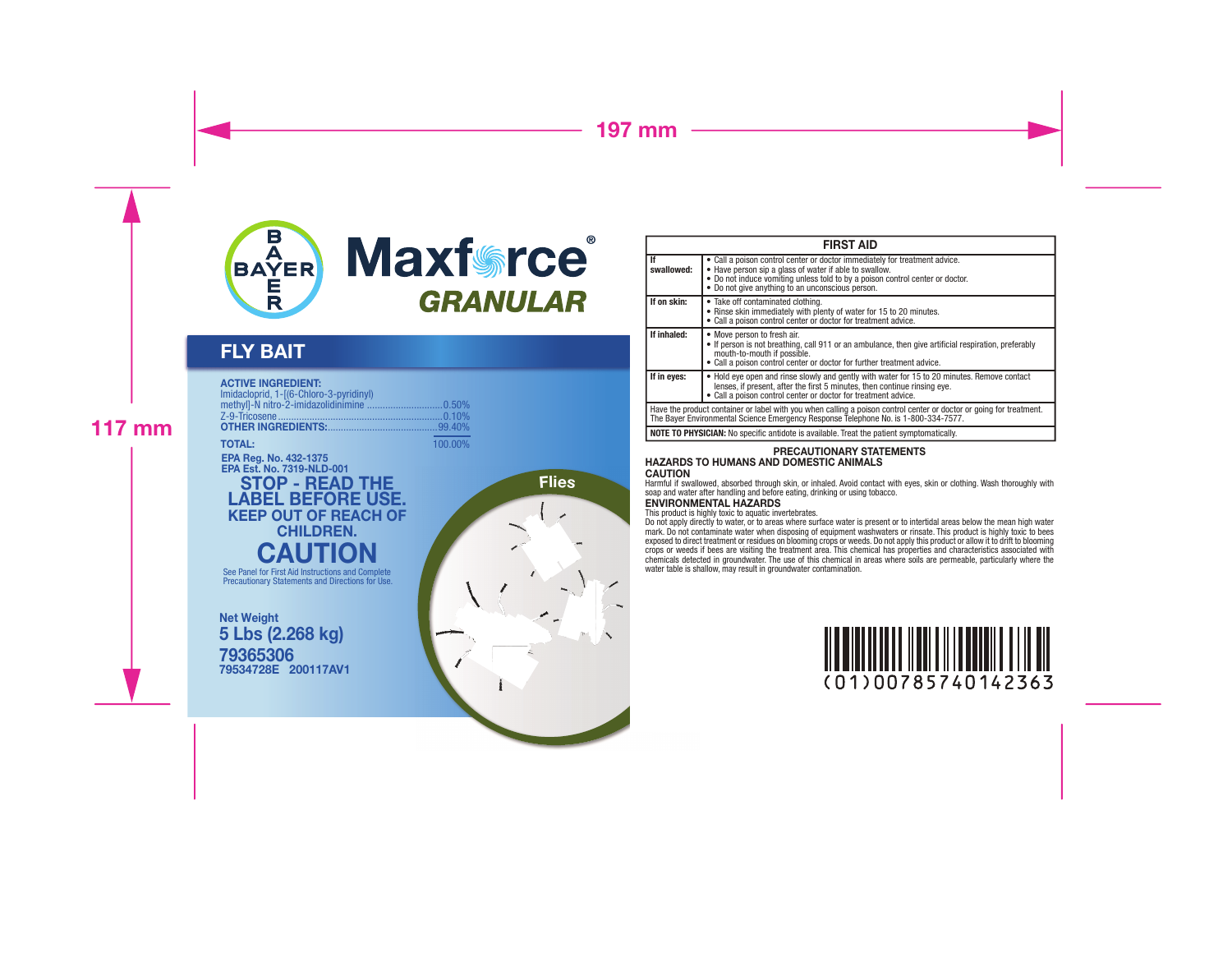# Maxforce® GRANULAR

## FLY BAIT

**ACTIVE INGREDIENT:**

| | |
|---|---|
| Imidacloprid, 1-[(6-Chloro-3-pyridinyl) methyl]-N nitro-2-imidazolidinimine | 0.50% |
| Z-9-Tricosene | 0.10% |
| **OTHER INGREDIENTS:** | 99.40% |
| **TOTAL:** | 100.00% |

**EPA Reg. No. 432-1375**
**EPA Est. No. 7319-NLD-001**

**STOP - READ THE LABEL BEFORE USE.**
**KEEP OUT OF REACH OF CHILDREN.**

# CAUTION

See Panel for First Aid Instructions and Complete Precautionary Statements and Directions for Use.

Flies

**Net Weight**
**5 Lbs (2.268 kg)**
**79365306**
**79534728E 200117AV1**

| FIRST AID | |
|---|---|
| **If swallowed:** | • Call a poison control center or doctor immediately for treatment advice.<br>• Have person sip a glass of water if able to swallow.<br>• Do not induce vomiting unless told to by a poison control center or doctor.<br>• Do not give anything to an unconscious person. |
| **If on skin:** | • Take off contaminated clothing.<br>• Rinse skin immediately with plenty of water for 15 to 20 minutes.<br>• Call a poison control center or doctor for treatment advice. |
| **If inhaled:** | • Move person to fresh air.<br>• If person is not breathing, call 911 or an ambulance, then give artificial respiration, preferably mouth-to-mouth if possible.<br>• Call a poison control center or doctor for further treatment advice. |
| **If in eyes:** | • Hold eye open and rinse slowly and gently with water for 15 to 20 minutes. Remove contact lenses, if present, after the first 5 minutes, then continue rinsing eye.<br>• Call a poison control center or doctor for treatment advice. |
| Have the product container or label with you when calling a poison control center or doctor or going for treatment. The Bayer Environmental Science Emergency Response Telephone No. is 1-800-334-7577. | |
| **NOTE TO PHYSICIAN:** No specific antidote is available. Treat the patient symptomatically. | |

## PRECAUTIONARY STATEMENTS

### HAZARDS TO HUMANS AND DOMESTIC ANIMALS

**CAUTION**

Harmful if swallowed, absorbed through skin, or inhaled. Avoid contact with eyes, skin or clothing. Wash thoroughly with soap and water after handling and before eating, drinking or using tobacco.

### ENVIRONMENTAL HAZARDS

This product is highly toxic to aquatic invertebrates.

Do not apply directly to water, or to areas where surface water is present or to intertidal areas below the mean high water mark. Do not contaminate water when disposing of equipment washwaters or rinsate. This product is highly toxic to bees exposed to direct treatment or residues on blooming crops or weeds. Do not apply this product or allow it to drift to blooming crops or weeds if bees are visiting the treatment area. This chemical has properties and characteristics associated with chemicals detected in groundwater. The use of this chemical in areas where soils are permeable, particularly where the water table is shallow, may result in groundwater contamination.

(01)00785740142363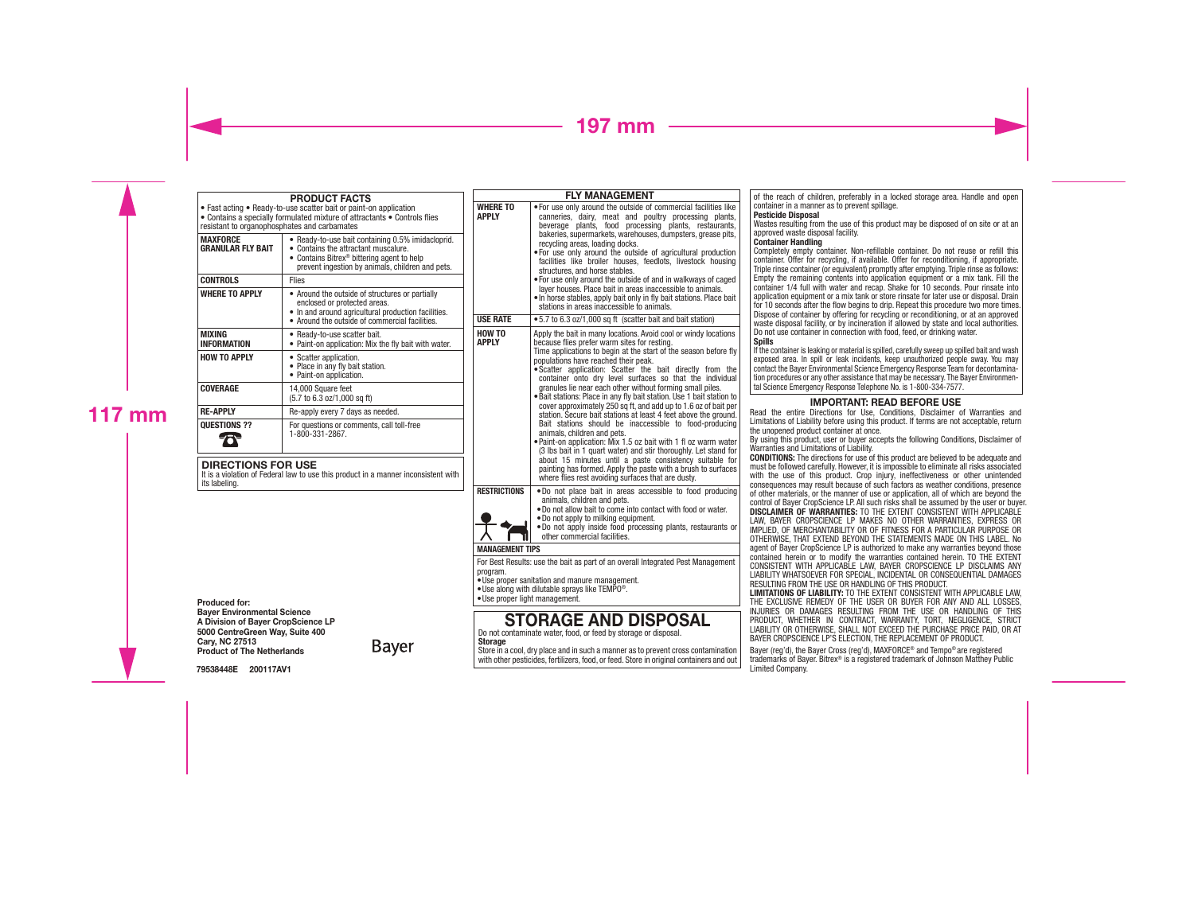# PRODUCT FACTS

• Fast acting • Ready-to-use scatter bait or paint-on application
• Contains a specially formulated mixture of attractants • Controls flies resistant to organophosphates and carbamates

| | |
|---|---|
| **MAXFORCE GRANULAR FLY BAIT** | • Ready-to-use bait containing 0.5% imidacloprid. • Contains the attractant muscalure. • Contains Bitrex® bittering agent to help prevent ingestion by animals, children and pets. |
| **CONTROLS** | Flies |
| **WHERE TO APPLY** | • Around the outside of structures or partially enclosed or protected areas. • In and around agricultural production facilities. • Around the outside of commercial facilities. |
| **MIXING INFORMATION** | • Ready-to-use scatter bait. • Paint-on application: Mix the fly bait with water. |
| **HOW TO APPLY** | • Scatter application. • Place in any fly bait station. • Paint-on application. |
| **COVERAGE** | 14,000 Square feet (5.7 to 6.3 oz/1,000 sq ft) |
| **RE-APPLY** | Re-apply every 7 days as needed. |
| **QUESTIONS ??** | For questions or comments, call toll-free 1-800-331-2867. |

## DIRECTIONS FOR USE

It is a violation of Federal law to use this product in a manner inconsistent with its labeling.

**Produced for:**
**Bayer Environmental Science**
**A Division of Bayer CropScience LP**
**5000 CentreGreen Way, Suite 400**
**Cary, NC 27513**
**Product of The Netherlands**

Bayer

**79538448E 200117AV1**

# FLY MANAGEMENT

| | |
|---|---|
| **WHERE TO APPLY** | • For use only around the outside of commercial facilities like canneries, dairy, meat and poultry processing plants, beverage plants, food processing plants, restaurants, bakeries, supermarkets, warehouses, dumpsters, grease pits, recycling areas, loading docks. • For use only around the outside of agricultural production facilities like broiler houses, feedlots, livestock housing structures, and horse stables. • For use only around the outside of and in walkways of caged layer houses. Place bait in areas inaccessible to animals. • In horse stables, apply bait only in fly bait stations. Place bait stations in areas inaccessible to animals. |
| **USE RATE** | • 5.7 to 6.3 oz/1,000 sq ft (scatter bait and bait station) |
| **HOW TO APPLY** | Apply the bait in many locations. Avoid cool or windy locations because flies prefer warm sites for resting. Time applications to begin at the start of the season before fly populations have reached their peak. • Scatter application: Scatter the bait directly from the container onto dry level surfaces so that the individual granules lie near each other without forming small piles. • Bait stations: Place in any fly bait station. Use 1 bait station to cover approximately 250 sq ft, and add up to 1.6 oz of bait per station. Secure bait stations at least 4 feet above the ground. Bait stations should be inaccessible to food-producing animals, children and pets. • Paint-on application: Mix 1.5 oz bait with 1 fl oz warm water (3 lbs bait in 1 quart water) and stir thoroughly. Let stand for about 15 minutes until a paste consistency suitable for painting has formed. Apply the paste with a brush to surfaces where flies rest avoiding surfaces that are dusty. |
| **RESTRICTIONS** | • Do not place bait in areas accessible to food producing animals, children and pets. • Do not allow bait to come into contact with food or water. • Do not apply to milking equipment. • Do not apply inside food processing plants, restaurants or other commercial facilities. |

**MANAGEMENT TIPS**

For Best Results: use the bait as part of an overall Integrated Pest Management program.
• Use proper sanitation and manure management.
• Use along with dilutable sprays like TEMPO®.
• Use proper light management.

# STORAGE AND DISPOSAL

Do not contaminate water, food, or feed by storage or disposal.

**Storage**
Store in a cool, dry place and in such a manner as to prevent cross contamination with other pesticides, fertilizers, food, or feed. Store in original containers and out of the reach of children, preferably in a locked storage area. Handle and open container in a manner as to prevent spillage.

**Pesticide Disposal**
Wastes resulting from the use of this product may be disposed of on site or at an approved waste disposal facility.

**Container Handling**
Completely empty container. Non-refillable container. Do not reuse or refill this container. Offer for recycling, if available. Offer for reconditioning, if appropriate. Triple rinse container (or equivalent) promptly after emptying. Triple rinse as follows: Empty the remaining contents into application equipment or a mix tank. Fill the container 1/4 full with water and recap. Shake for 10 seconds. Pour rinsate into application equipment or a mix tank or store rinsate for later use or disposal. Drain for 10 seconds after the flow begins to drip. Repeat this procedure two more times. Dispose of container by offering for recycling or reconditioning, or at an approved waste disposal facility, or by incineration if allowed by state and local authorities. Do not use container in connection with food, feed, or drinking water.

**Spills**
If the container is leaking or material is spilled, carefully sweep up spilled bait and wash exposed area. In spill or leak incidents, keep unauthorized people away. You may contact the Bayer Environmental Science Emergency Response Team for decontamination procedures or any other assistance that may be necessary. The Bayer Environmental Science Emergency Response Telephone No. is 1-800-334-7577.

## IMPORTANT: READ BEFORE USE

Read the entire Directions for Use, Conditions, Disclaimer of Warranties and Limitations of Liability before using this product. If terms are not acceptable, return the unopened product container at once.

By using this product, user or buyer accepts the following Conditions, Disclaimer of Warranties and Limitations of Liability.

**CONDITIONS:** The directions for use of this product are believed to be adequate and must be followed carefully. However, it is impossible to eliminate all risks associated with the use of this product. Crop injury, ineffectiveness or other unintended consequences may result because of such factors as weather conditions, presence of other materials, or the manner of use or application, all of which are beyond the control of Bayer CropScience LP. All such risks shall be assumed by the user or buyer.

**DISCLAIMER OF WARRANTIES:** TO THE EXTENT CONSISTENT WITH APPLICABLE LAW, BAYER CROPSCIENCE LP MAKES NO OTHER WARRANTIES, EXPRESS OR IMPLIED, OF MERCHANTABILITY OR OF FITNESS FOR A PARTICULAR PURPOSE OR OTHERWISE, THAT EXTEND BEYOND THE STATEMENTS MADE ON THIS LABEL. No agent of Bayer CropScience LP is authorized to make any warranties beyond those contained herein or to modify the warranties contained herein. TO THE EXTENT CONSISTENT WITH APPLICABLE LAW, BAYER CROPSCIENCE LP DISCLAIMS ANY LIABILITY WHATSOEVER FOR SPECIAL, INCIDENTAL OR CONSEQUENTIAL DAMAGES RESULTING FROM THE USE OR HANDLING OF THIS PRODUCT.

**LIMITATIONS OF LIABILITY:** TO THE EXTENT CONSISTENT WITH APPLICABLE LAW, THE EXCLUSIVE REMEDY OF THE USER OR BUYER FOR ANY AND ALL LOSSES, INJURIES OR DAMAGES RESULTING FROM THE USE OR HANDLING OF THIS PRODUCT, WHETHER IN CONTRACT, WARRANTY, TORT, NEGLIGENCE, STRICT LIABILITY OR OTHERWISE, SHALL NOT EXCEED THE PURCHASE PRICE PAID, OR AT BAYER CROPSCIENCE LP'S ELECTION, THE REPLACEMENT OF PRODUCT.

Bayer (reg'd), the Bayer Cross (reg'd), MAXFORCE® and Tempo® are registered trademarks of Bayer. Bitrex® is a registered trademark of Johnson Matthey Public Limited Company.